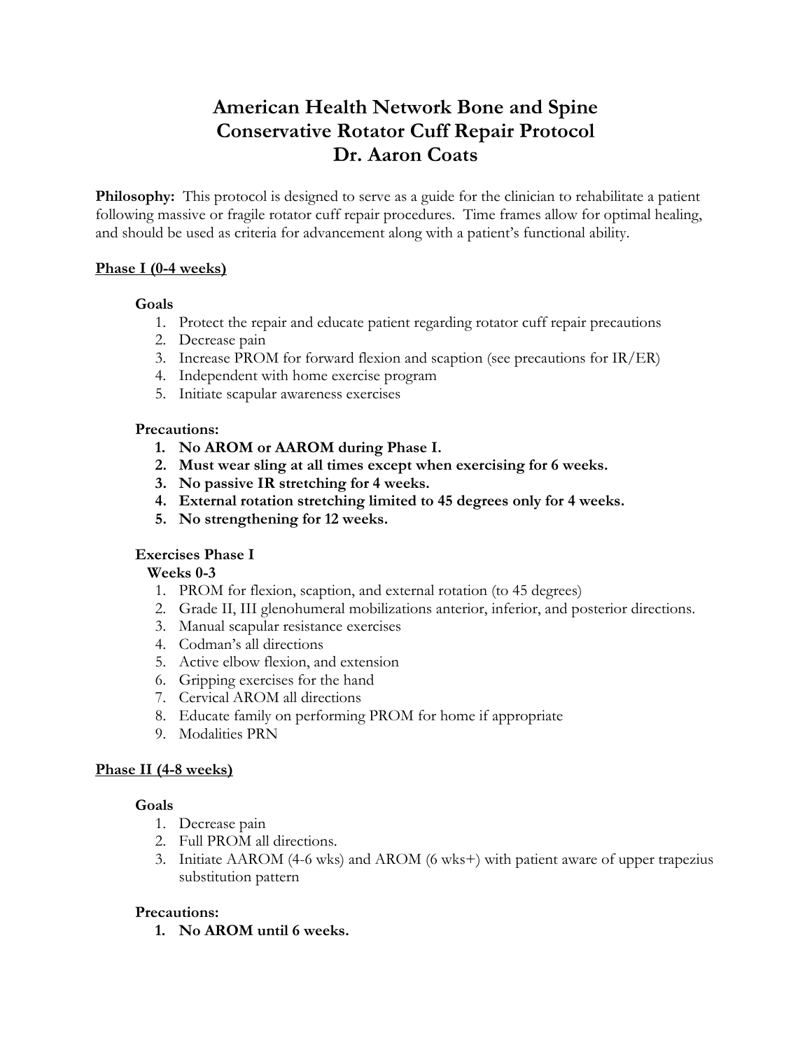# American Health Network Bone and Spine
# Conservative Rotator Cuff Repair Protocol
# Dr. Aaron Coats

**Philosophy:** This protocol is designed to serve as a guide for the clinician to rehabilitate a patient following massive or fragile rotator cuff repair procedures. Time frames allow for optimal healing, and should be used as criteria for advancement along with a patient's functional ability.

## Phase I (0-4 weeks)

**Goals**

1. Protect the repair and educate patient regarding rotator cuff repair precautions
2. Decrease pain
3. Increase PROM for forward flexion and scaption (see precautions for IR/ER)
4. Independent with home exercise program
5. Initiate scapular awareness exercises

**Precautions:**

1. **No AROM or AAROM during Phase I.**
2. **Must wear sling at all times except when exercising for 6 weeks.**
3. **No passive IR stretching for 4 weeks.**
4. **External rotation stretching limited to 45 degrees only for 4 weeks.**
5. **No strengthening for 12 weeks.**

**Exercises Phase I**

**Weeks 0-3**

1. PROM for flexion, scaption, and external rotation (to 45 degrees)
2. Grade II, III glenohumeral mobilizations anterior, inferior, and posterior directions.
3. Manual scapular resistance exercises
4. Codman's all directions
5. Active elbow flexion, and extension
6. Gripping exercises for the hand
7. Cervical AROM all directions
8. Educate family on performing PROM for home if appropriate
9. Modalities PRN

## Phase II (4-8 weeks)

**Goals**

1. Decrease pain
2. Full PROM all directions.
3. Initiate AAROM (4-6 wks) and AROM (6 wks+) with patient aware of upper trapezius substitution pattern

**Precautions:**

1. **No AROM until 6 weeks.**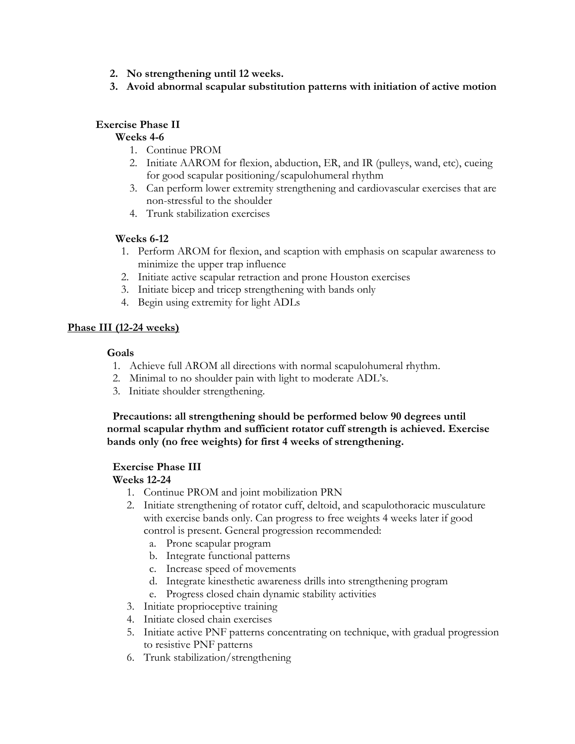2. **No strengthening until 12 weeks.**
3. **Avoid abnormal scapular substitution patterns with initiation of active motion**

**Exercise Phase II**

**Weeks 4-6**

1. Continue PROM
2. Initiate AAROM for flexion, abduction, ER, and IR (pulleys, wand, etc), cueing for good scapular positioning/scapulohumeral rhythm
3. Can perform lower extremity strengthening and cardiovascular exercises that are non-stressful to the shoulder
4. Trunk stabilization exercises

**Weeks 6-12**

1. Perform AROM for flexion, and scaption with emphasis on scapular awareness to minimize the upper trap influence
2. Initiate active scapular retraction and prone Houston exercises
3. Initiate bicep and tricep strengthening with bands only
4. Begin using extremity for light ADLs

## Phase III (12-24 weeks)

**Goals**

1. Achieve full AROM all directions with normal scapulohumeral rhythm.
2. Minimal to no shoulder pain with light to moderate ADL's.
3. Initiate shoulder strengthening.

**Precautions: all strengthening should be performed below 90 degrees until normal scapular rhythm and sufficient rotator cuff strength is achieved. Exercise bands only (no free weights) for first 4 weeks of strengthening.**

**Exercise Phase III**

**Weeks 12-24**

1. Continue PROM and joint mobilization PRN
2. Initiate strengthening of rotator cuff, deltoid, and scapulothoracic musculature with exercise bands only. Can progress to free weights 4 weeks later if good control is present. General progression recommended:
   a. Prone scapular program
   b. Integrate functional patterns
   c. Increase speed of movements
   d. Integrate kinesthetic awareness drills into strengthening program
   e. Progress closed chain dynamic stability activities
3. Initiate proprioceptive training
4. Initiate closed chain exercises
5. Initiate active PNF patterns concentrating on technique, with gradual progression to resistive PNF patterns
6. Trunk stabilization/strengthening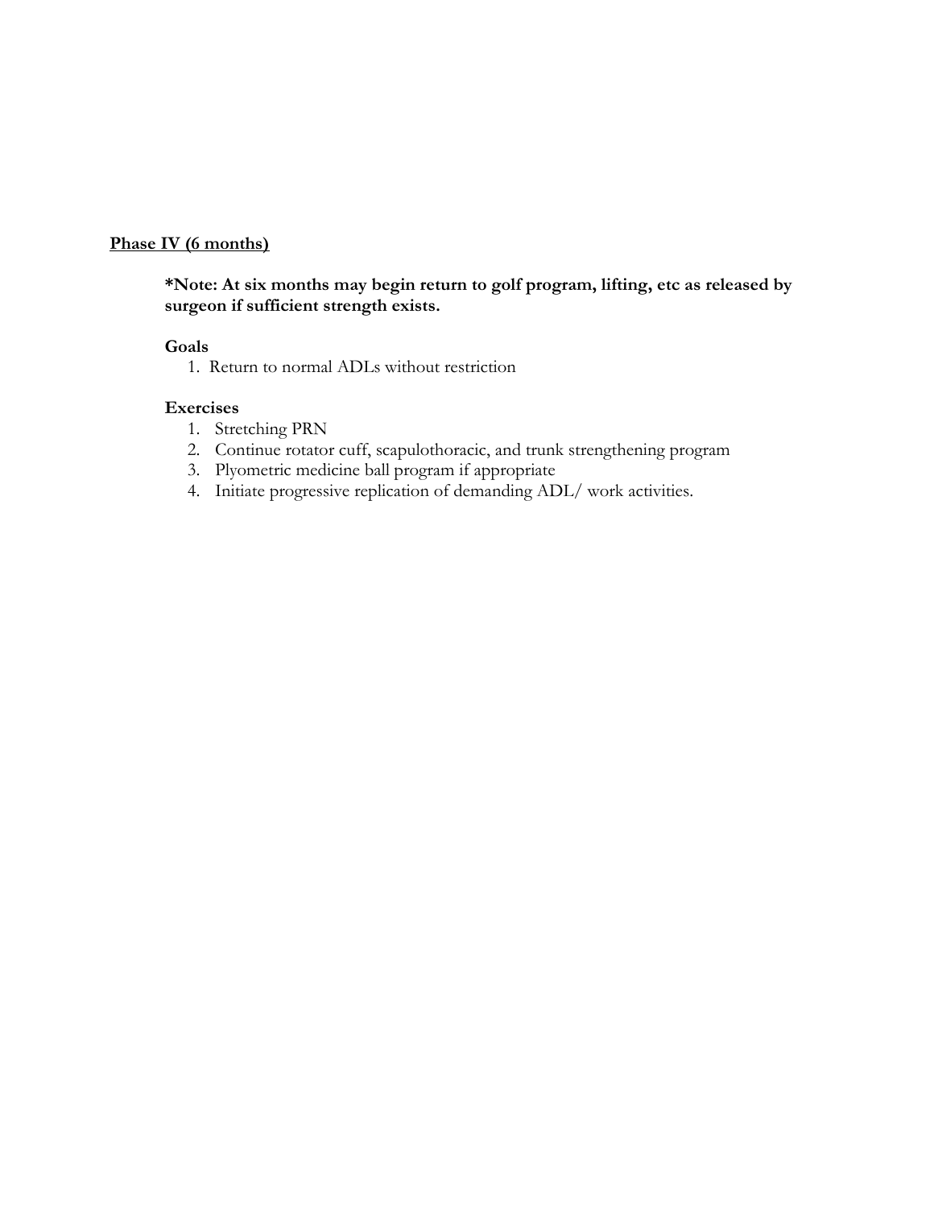**Phase IV (6 months)**

**\*Note: At six months may begin return to golf program, lifting, etc as released by surgeon if sufficient strength exists.**

**Goals**

1. Return to normal ADLs without restriction

**Exercises**

1. Stretching PRN
2. Continue rotator cuff, scapulothoracic, and trunk strengthening program
3. Plyometric medicine ball program if appropriate
4. Initiate progressive replication of demanding ADL/ work activities.